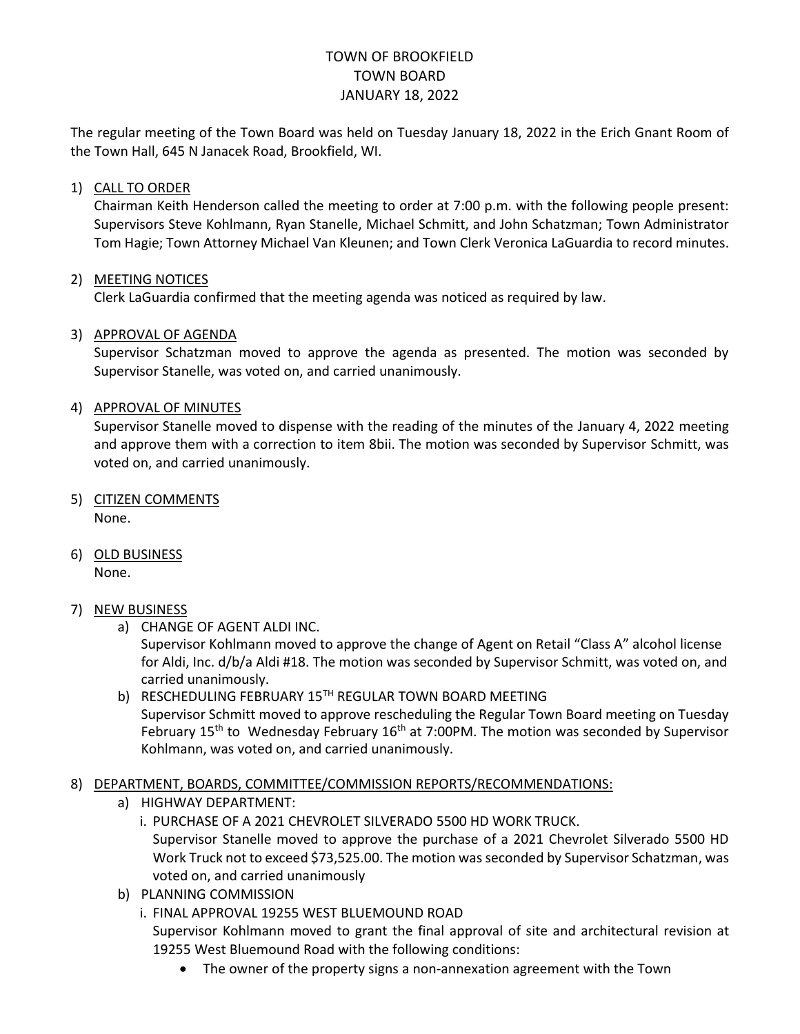# TOWN OF BROOKFIELD
## TOWN BOARD
## JANUARY 18, 2022

The regular meeting of the Town Board was held on Tuesday January 18, 2022 in the Erich Gnant Room of the Town Hall, 645 N Janacek Road, Brookfield, WI.

1) <u>CALL TO ORDER</u>
   Chairman Keith Henderson called the meeting to order at 7:00 p.m. with the following people present: Supervisors Steve Kohlmann, Ryan Stanelle, Michael Schmitt, and John Schatzman; Town Administrator Tom Hagie; Town Attorney Michael Van Kleunen; and Town Clerk Veronica LaGuardia to record minutes.

2) <u>MEETING NOTICES</u>
   Clerk LaGuardia confirmed that the meeting agenda was noticed as required by law.

3) <u>APPROVAL OF AGENDA</u>
   Supervisor Schatzman moved to approve the agenda as presented. The motion was seconded by Supervisor Stanelle, was voted on, and carried unanimously.

4) <u>APPROVAL OF MINUTES</u>
   Supervisor Stanelle moved to dispense with the reading of the minutes of the January 4, 2022 meeting and approve them with a correction to item 8bii. The motion was seconded by Supervisor Schmitt, was voted on, and carried unanimously.

5) <u>CITIZEN COMMENTS</u>
   None.

6) <u>OLD BUSINESS</u>
   None.

7) <u>NEW BUSINESS</u>
   a) CHANGE OF AGENT ALDI INC.
      Supervisor Kohlmann moved to approve the change of Agent on Retail "Class A" alcohol license for Aldi, Inc. d/b/a Aldi #18. The motion was seconded by Supervisor Schmitt, was voted on, and carried unanimously.
   b) RESCHEDULING FEBRUARY 15TH REGULAR TOWN BOARD MEETING
      Supervisor Schmitt moved to approve rescheduling the Regular Town Board meeting on Tuesday February 15th to Wednesday February 16th at 7:00PM. The motion was seconded by Supervisor Kohlmann, was voted on, and carried unanimously.

8) <u>DEPARTMENT, BOARDS, COMMITTEE/COMMISSION REPORTS/RECOMMENDATIONS:</u>
   a) HIGHWAY DEPARTMENT:
      i. PURCHASE OF A 2021 CHEVROLET SILVERADO 5500 HD WORK TRUCK.
         Supervisor Stanelle moved to approve the purchase of a 2021 Chevrolet Silverado 5500 HD Work Truck not to exceed $73,525.00. The motion was seconded by Supervisor Schatzman, was voted on, and carried unanimously
   b) PLANNING COMMISSION
      i. FINAL APPROVAL 19255 WEST BLUEMOUND ROAD
         Supervisor Kohlmann moved to grant the final approval of site and architectural revision at 19255 West Bluemound Road with the following conditions:
         - The owner of the property signs a non-annexation agreement with the Town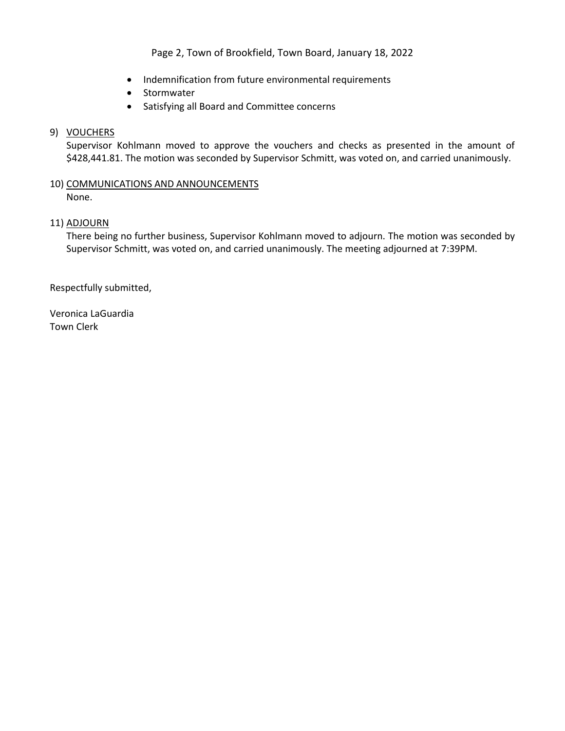- Indemnification from future environmental requirements
- Stormwater
- Satisfying all Board and Committee concerns

9) VOUCHERS

Supervisor Kohlmann moved to approve the vouchers and checks as presented in the amount of $428,441.81. The motion was seconded by Supervisor Schmitt, was voted on, and carried unanimously.

10) COMMUNICATIONS AND ANNOUNCEMENTS

None.

11) ADJOURN

There being no further business, Supervisor Kohlmann moved to adjourn. The motion was seconded by Supervisor Schmitt, was voted on, and carried unanimously. The meeting adjourned at 7:39PM.

Respectfully submitted,

Veronica LaGuardia
Town Clerk